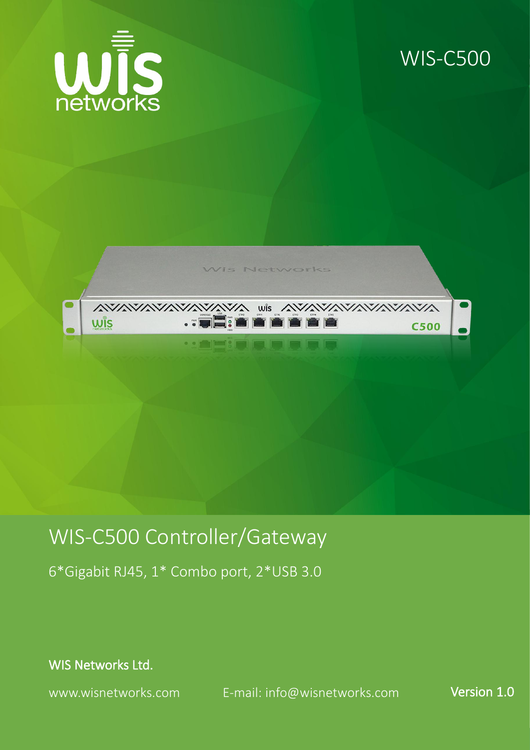WIS-C500

# WIS-C500 Controller/Gateway

6*Gigabit RJ45, 1* Combo port, 2*USB 3.0

**WIS Networks Ltd.**

www.wisnetworks.com E-mail: info@wisnetworks.com **Version 1.0**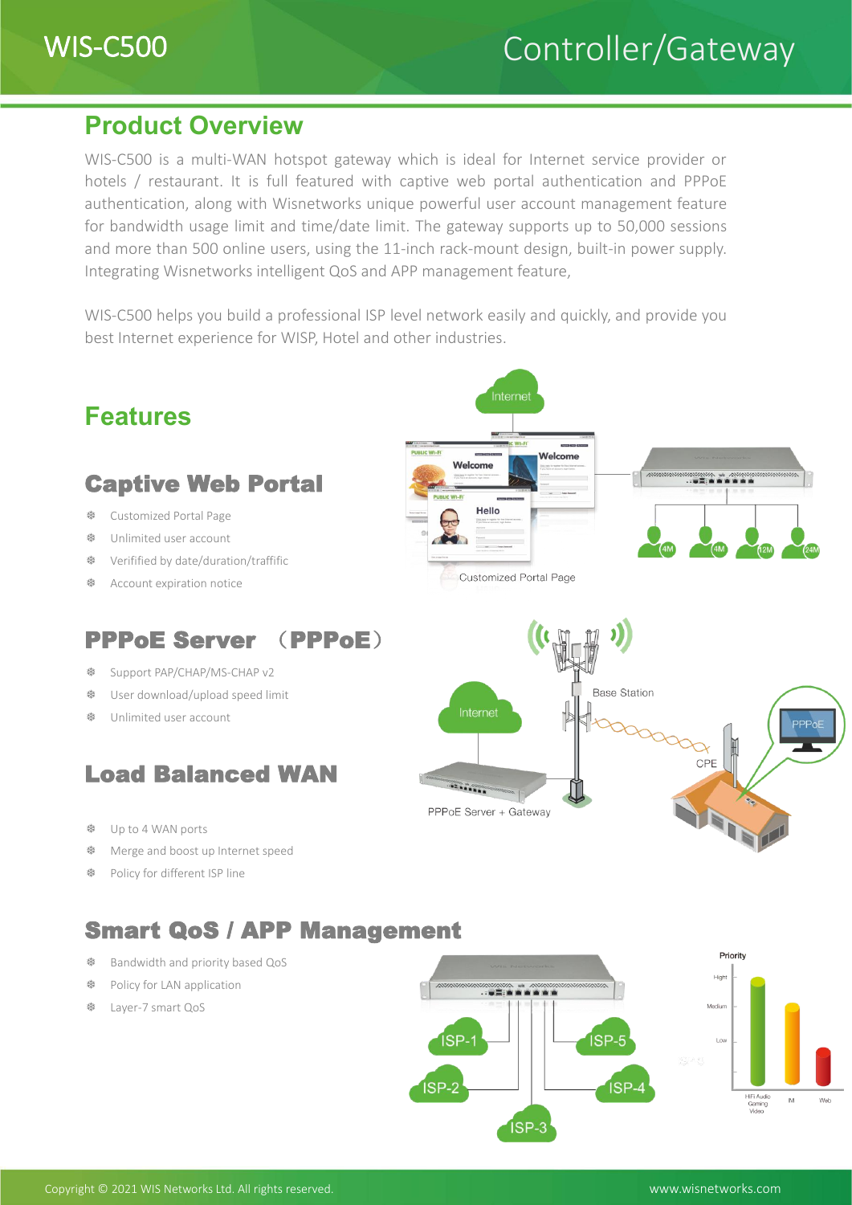# WIS-C500 Controller/Gateway

## Product Overview

WIS-C500 is a multi-WAN hotspot gateway which is ideal for Internet service provider or hotels / restaurant. It is full featured with captive web portal authentication and PPPoE authentication, along with Wisnetworks unique powerful user account management feature for bandwidth usage limit and time/date limit. The gateway supports up to 50,000 sessions and more than 500 online users, using the 11-inch rack-mount design, built-in power supply. Integrating Wisnetworks intelligent QoS and APP management feature,

WIS-C500 helps you build a professional ISP level network easily and quickly, and provide you best Internet experience for WISP, Hotel and other industries.

## Features

### Captive Web Portal

- Customized Portal Page
- Unlimited user account
- Verified by date/duration/traffific
- Account expiration notice

### PPPoE Server （PPPoE）

- Support PAP/CHAP/MS-CHAP v2
- User download/upload speed limit
- Unlimited user account

### Load Balanced WAN

- Up to 4 WAN ports
- Merge and boost up Internet speed
- Policy for different ISP line

### Smart QoS / APP Management

- Bandwidth and priority based QoS
- Policy for LAN application
- Layer-7 smart QoS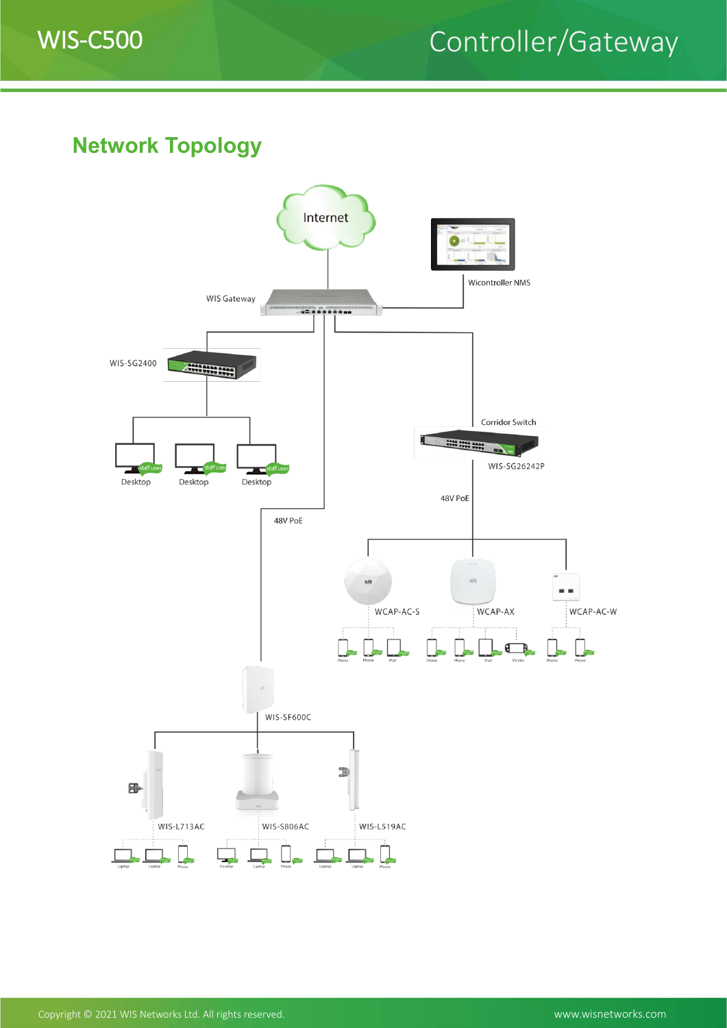## Network Topology

Internet

Wicontroller NMS

WIS Gateway

WIS-SG2400

Desktop Desktop Desktop

Corridor Switch

WIS-SG26242P

48V PoE

48V PoE

WCAP-AC-S WCAP-AX WCAP-AC-W

WIS-SF600C

WIS-L713AC WIS-S806AC WIS-L519AC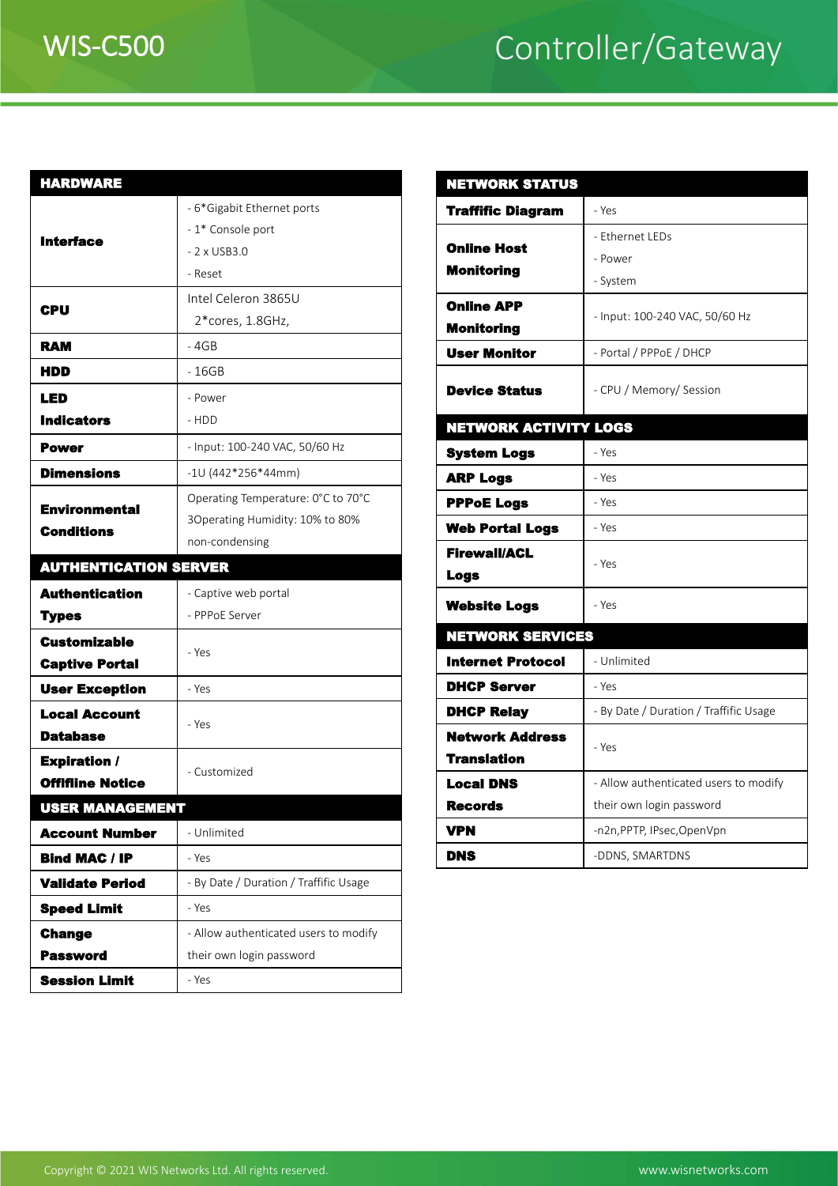# WIS-C500

# Controller/Gateway

| HARDWARE | |
|---|---|
| **Interface** | - 6*Gigabit Ethernet ports<br>- 1* Console port<br>- 2 x USB3.0<br>- Reset |
| **CPU** | Intel Celeron 3865U<br>2*cores, 1.8GHz, |
| **RAM** | - 4GB |
| **HDD** | - 16GB |
| **LED Indicators** | - Power<br>- HDD |
| **Power** | - Input: 100-240 VAC, 50/60 Hz |
| **Dimensions** | -1U (442*256*44mm) |
| **Environmental Conditions** | Operating Temperature: 0°C to 70°C<br>3Operating Humidity: 10% to 80%<br>non-condensing |

| AUTHENTICATION SERVER | |
|---|---|
| **Authentication Types** | - Captive web portal<br>- PPPoE Server |
| **Customizable Captive Portal** | - Yes |
| **User Exception** | - Yes |
| **Local Account Database** | - Yes |
| **Expiration / Offline Notice** | - Customized |

| USER MANAGEMENT | |
|---|---|
| **Account Number** | - Unlimited |
| **Bind MAC / IP** | - Yes |
| **Validate Period** | - By Date / Duration / Traffific Usage |
| **Speed Limit** | - Yes |
| **Change Password** | - Allow authenticated users to modify their own login password |
| **Session Limit** | - Yes |

| NETWORK STATUS | |
|---|---|
| **Traffific Diagram** | - Yes |
| **Online Host Monitoring** | - Ethernet LEDs<br>- Power<br>- System |
| **Online APP Monitoring** | - Input: 100-240 VAC, 50/60 Hz |
| **User Monitor** | - Portal / PPPoE / DHCP |
| **Device Status** | - CPU / Memory/ Session |

| NETWORK ACTIVITY LOGS | |
|---|---|
| **System Logs** | - Yes |
| **ARP Logs** | - Yes |
| **PPPoE Logs** | - Yes |
| **Web Portal Logs** | - Yes |
| **Firewall/ACL Logs** | - Yes |
| **Website Logs** | - Yes |

| NETWORK SERVICES | |
|---|---|
| **Internet Protocol** | - Unlimited |
| **DHCP Server** | - Yes |
| **DHCP Relay** | - By Date / Duration / Traffific Usage |
| **Network Address Translation** | - Yes |
| **Local DNS Records** | - Allow authenticated users to modify their own login password |
| **VPN** | -n2n,PPTP, IPsec,OpenVpn |
| **DNS** | -DDNS, SMARTDNS |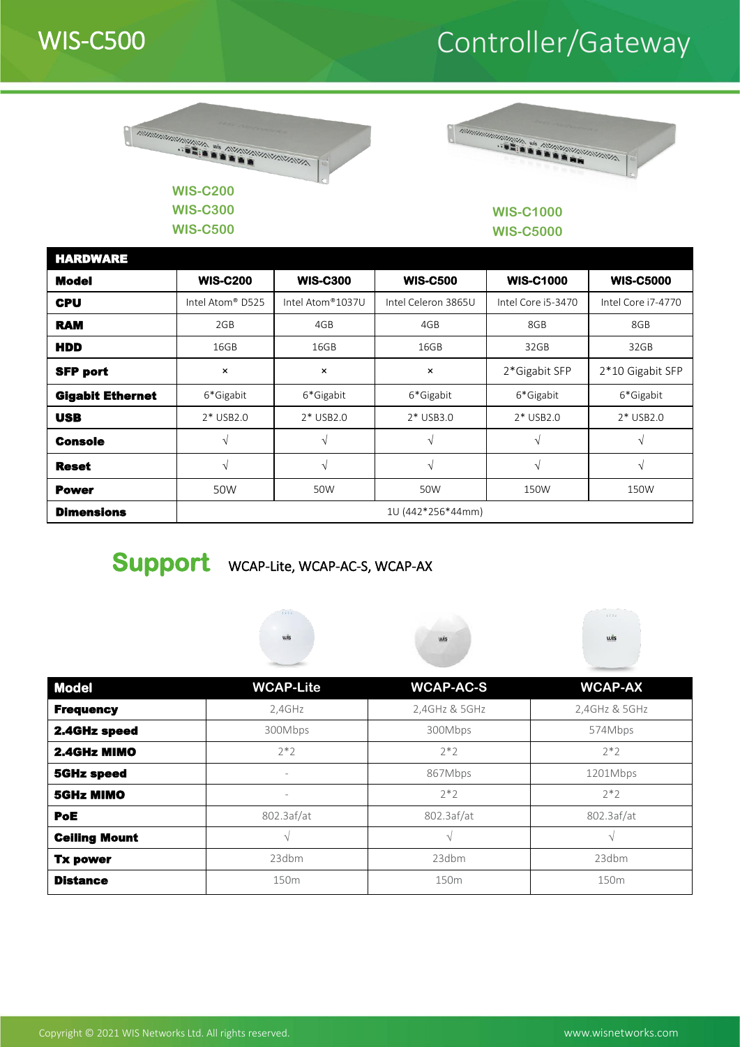# WIS-C500

## Controller/Gateway

WIS-C200
WIS-C300
WIS-C500

WIS-C1000
WIS-C5000

| HARDWARE | | | | | |
|---|---|---|---|---|---|
| **Model** | **WIS-C200** | **WIS-C300** | **WIS-C500** | **WIS-C1000** | **WIS-C5000** |
| **CPU** | Intel Atom® D525 | Intel Atom®1037U | Intel Celeron 3865U | Intel Core i5-3470 | Intel Core i7-4770 |
| **RAM** | 2GB | 4GB | 4GB | 8GB | 8GB |
| **HDD** | 16GB | 16GB | 16GB | 32GB | 32GB |
| **SFP port** | × | × | × | 2*Gigabit SFP | 2*10 Gigabit SFP |
| **Gigabit Ethernet** | 6*Gigabit | 6*Gigabit | 6*Gigabit | 6*Gigabit | 6*Gigabit |
| **USB** | 2* USB2.0 | 2* USB2.0 | 2* USB3.0 | 2* USB2.0 | 2* USB2.0 |
| **Console** | √ | √ | √ | √ | √ |
| **Reset** | √ | √ | √ | √ | √ |
| **Power** | 50W | 50W | 50W | 150W | 150W |
| **Dimensions** | 1U (442*256*44mm) | | | | |

## Support WCAP-Lite, WCAP-AC-S, WCAP-AX

| Model | WCAP-Lite | WCAP-AC-S | WCAP-AX |
|---|---|---|---|
| **Frequency** | 2,4GHz | 2,4GHz & 5GHz | 2,4GHz & 5GHz |
| **2.4GHz speed** | 300Mbps | 300Mbps | 574Mbps |
| **2.4GHz MIMO** | 2*2 | 2*2 | 2*2 |
| **5GHz speed** | - | 867Mbps | 1201Mbps |
| **5GHz MIMO** | - | 2*2 | 2*2 |
| **PoE** | 802.3af/at | 802.3af/at | 802.3af/at |
| **Ceiling Mount** | √ | √ | √ |
| **Tx power** | 23dbm | 23dbm | 23dbm |
| **Distance** | 150m | 150m | 150m |

Copyright © 2021 WIS Networks Ltd. All rights reserved.

www.wisnetworks.com